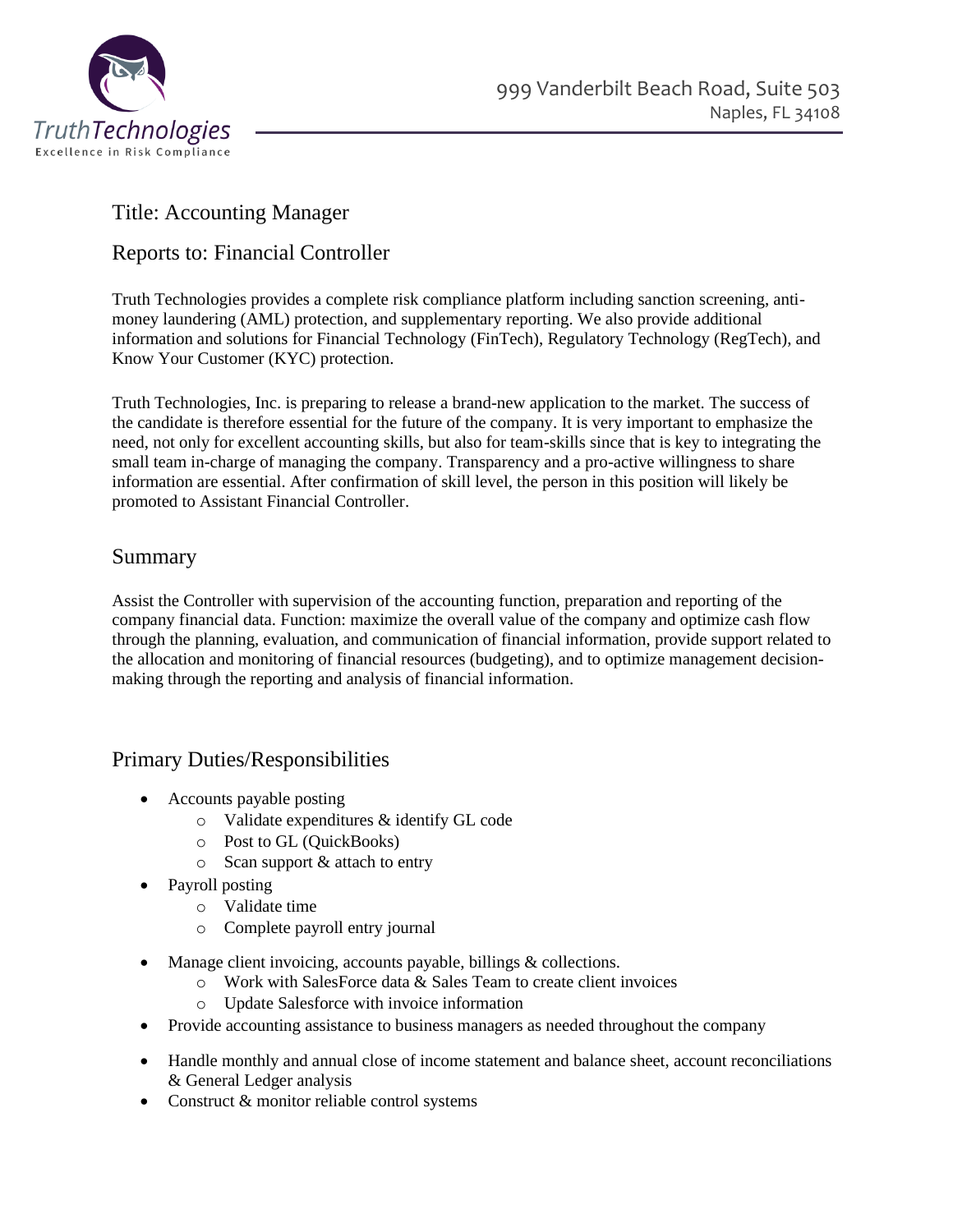TruthTechnologies
Excellence in Risk Compliance

999 Vanderbilt Beach Road, Suite 503
Naples, FL 34108

## Title: Accounting Manager

## Reports to: Financial Controller

Truth Technologies provides a complete risk compliance platform including sanction screening, anti-money laundering (AML) protection, and supplementary reporting. We also provide additional information and solutions for Financial Technology (FinTech), Regulatory Technology (RegTech), and Know Your Customer (KYC) protection.

Truth Technologies, Inc. is preparing to release a brand-new application to the market. The success of the candidate is therefore essential for the future of the company. It is very important to emphasize the need, not only for excellent accounting skills, but also for team-skills since that is key to integrating the small team in-charge of managing the company. Transparency and a pro-active willingness to share information are essential. After confirmation of skill level, the person in this position will likely be promoted to Assistant Financial Controller.

## Summary

Assist the Controller with supervision of the accounting function, preparation and reporting of the company financial data. Function: maximize the overall value of the company and optimize cash flow through the planning, evaluation, and communication of financial information, provide support related to the allocation and monitoring of financial resources (budgeting), and to optimize management decision-making through the reporting and analysis of financial information.

## Primary Duties/Responsibilities

- Accounts payable posting
  - Validate expenditures & identify GL code
  - Post to GL (QuickBooks)
  - Scan support & attach to entry
- Payroll posting
  - Validate time
  - Complete payroll entry journal
- Manage client invoicing, accounts payable, billings & collections.
  - Work with SalesForce data & Sales Team to create client invoices
  - Update Salesforce with invoice information
- Provide accounting assistance to business managers as needed throughout the company
- Handle monthly and annual close of income statement and balance sheet, account reconciliations & General Ledger analysis
- Construct & monitor reliable control systems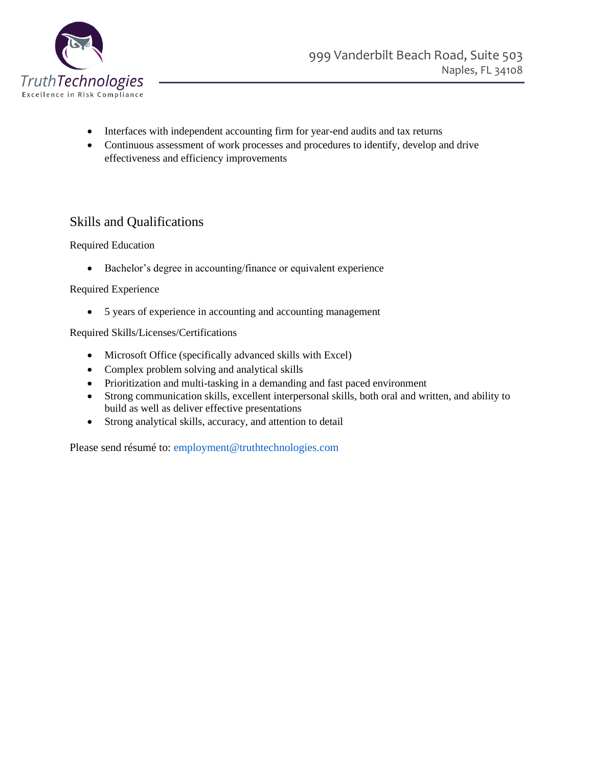- Interfaces with independent accounting firm for year-end audits and tax returns
- Continuous assessment of work processes and procedures to identify, develop and drive effectiveness and efficiency improvements

## Skills and Qualifications

Required Education

- Bachelor's degree in accounting/finance or equivalent experience

Required Experience

- 5 years of experience in accounting and accounting management

Required Skills/Licenses/Certifications

- Microsoft Office (specifically advanced skills with Excel)
- Complex problem solving and analytical skills
- Prioritization and multi-tasking in a demanding and fast paced environment
- Strong communication skills, excellent interpersonal skills, both oral and written, and ability to build as well as deliver effective presentations
- Strong analytical skills, accuracy, and attention to detail

Please send résumé to: employment@truthtechnologies.com